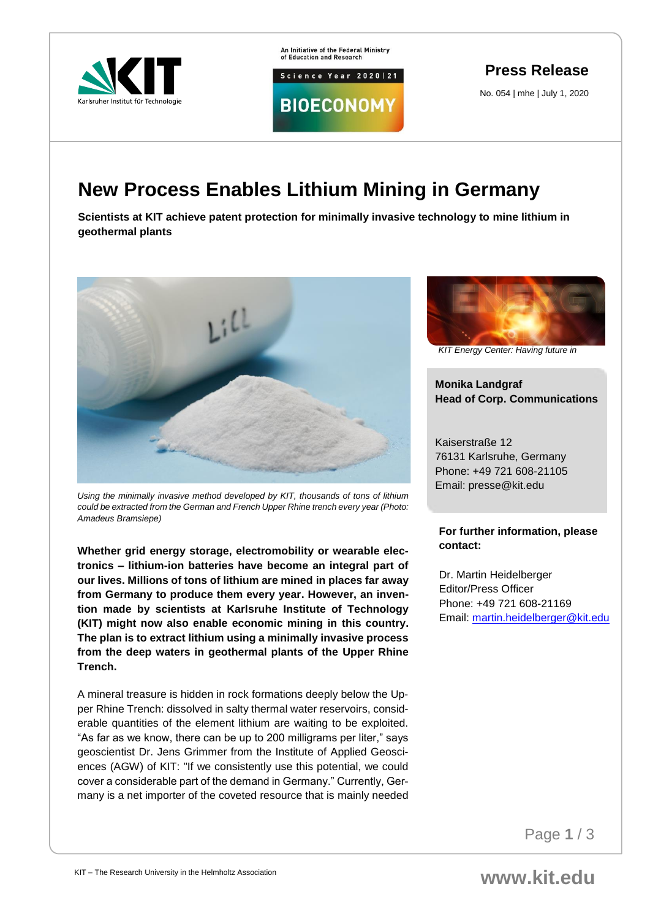**Press Release**

No. 054 | mhe | July 1, 2020

# New Process Enables Lithium Mining in Germany

**Scientists at KIT achieve patent protection for minimally invasive technology to mine lithium in geothermal plants**

*Using the minimally invasive method developed by KIT, thousands of tons of lithium could be extracted from the German and French Upper Rhine trench every year (Photo: Amadeus Bramsiepe)*

**Whether grid energy storage, electromobility or wearable electronics – lithium-ion batteries have become an integral part of our lives. Millions of tons of lithium are mined in places far away from Germany to produce them every year. However, an invention made by scientists at Karlsruhe Institute of Technology (KIT) might now also enable economic mining in this country. The plan is to extract lithium using a minimally invasive process from the deep waters in geothermal plants of the Upper Rhine Trench.**

A mineral treasure is hidden in rock formations deeply below the Upper Rhine Trench: dissolved in salty thermal water reservoirs, considerable quantities of the element lithium are waiting to be exploited. “As far as we know, there can be up to 200 milligrams per liter,” says geoscientist Dr. Jens Grimmer from the Institute of Applied Geosciences (AGW) of KIT: "If we consistently use this potential, we could cover a considerable part of the demand in Germany.” Currently, Germany is a net importer of the coveted resource that is mainly needed

*KIT Energy Center: Having future in*

**Monika Landgraf**
**Head of Corp. Communications**

Kaiserstraße 12
76131 Karlsruhe, Germany
Phone: +49 721 608-21105
Email: presse@kit.edu

**For further information, please contact:**

Dr. Martin Heidelberger
Editor/Press Officer
Phone: +49 721 608-21169
Email: martin.heidelberger@kit.edu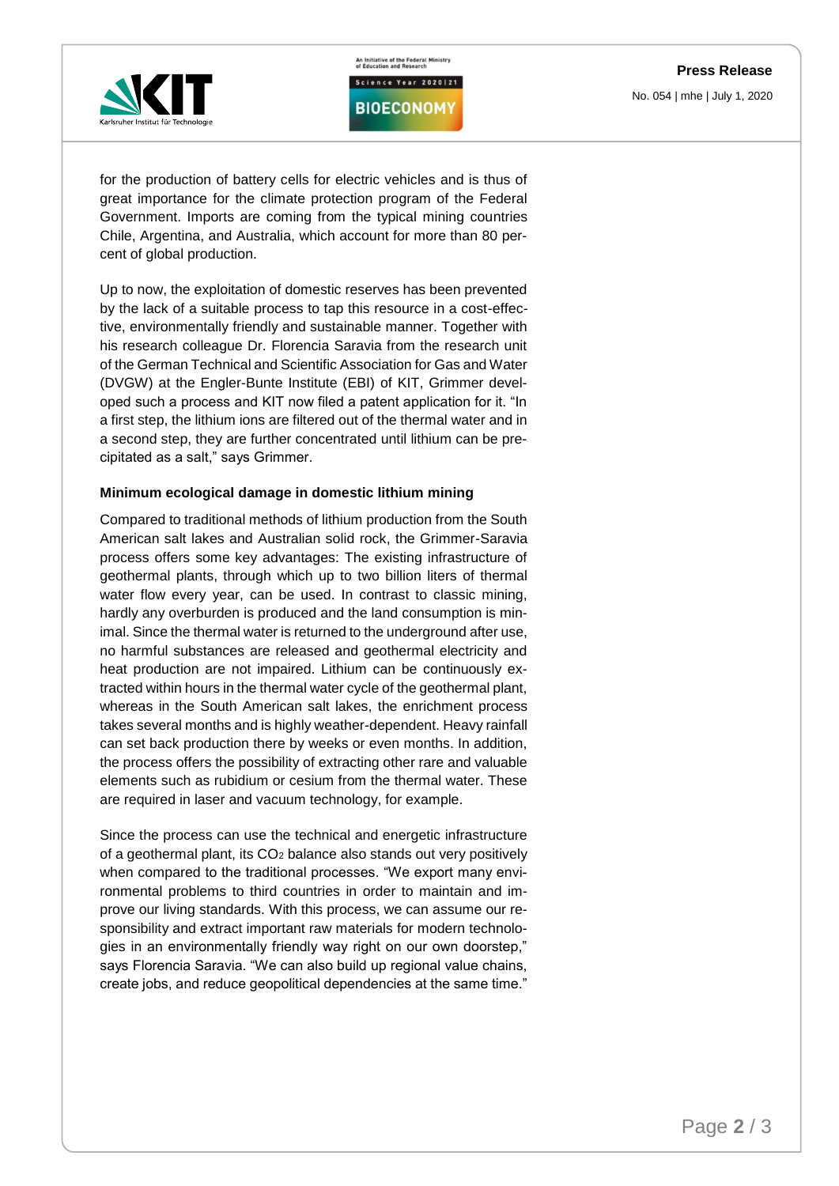for the production of battery cells for electric vehicles and is thus of great importance for the climate protection program of the Federal Government. Imports are coming from the typical mining countries Chile, Argentina, and Australia, which account for more than 80 percent of global production.

Up to now, the exploitation of domestic reserves has been prevented by the lack of a suitable process to tap this resource in a cost-effective, environmentally friendly and sustainable manner. Together with his research colleague Dr. Florencia Saravia from the research unit of the German Technical and Scientific Association for Gas and Water (DVGW) at the Engler-Bunte Institute (EBI) of KIT, Grimmer developed such a process and KIT now filed a patent application for it. "In a first step, the lithium ions are filtered out of the thermal water and in a second step, they are further concentrated until lithium can be precipitated as a salt," says Grimmer.

**Minimum ecological damage in domestic lithium mining**

Compared to traditional methods of lithium production from the South American salt lakes and Australian solid rock, the Grimmer-Saravia process offers some key advantages: The existing infrastructure of geothermal plants, through which up to two billion liters of thermal water flow every year, can be used. In contrast to classic mining, hardly any overburden is produced and the land consumption is minimal. Since the thermal water is returned to the underground after use, no harmful substances are released and geothermal electricity and heat production are not impaired. Lithium can be continuously extracted within hours in the thermal water cycle of the geothermal plant, whereas in the South American salt lakes, the enrichment process takes several months and is highly weather-dependent. Heavy rainfall can set back production there by weeks or even months. In addition, the process offers the possibility of extracting other rare and valuable elements such as rubidium or cesium from the thermal water. These are required in laser and vacuum technology, for example.

Since the process can use the technical and energetic infrastructure of a geothermal plant, its $CO_2$ balance also stands out very positively when compared to the traditional processes. "We export many environmental problems to third countries in order to maintain and improve our living standards. With this process, we can assume our responsibility and extract important raw materials for modern technologies in an environmentally friendly way right on our own doorstep," says Florencia Saravia. "We can also build up regional value chains, create jobs, and reduce geopolitical dependencies at the same time."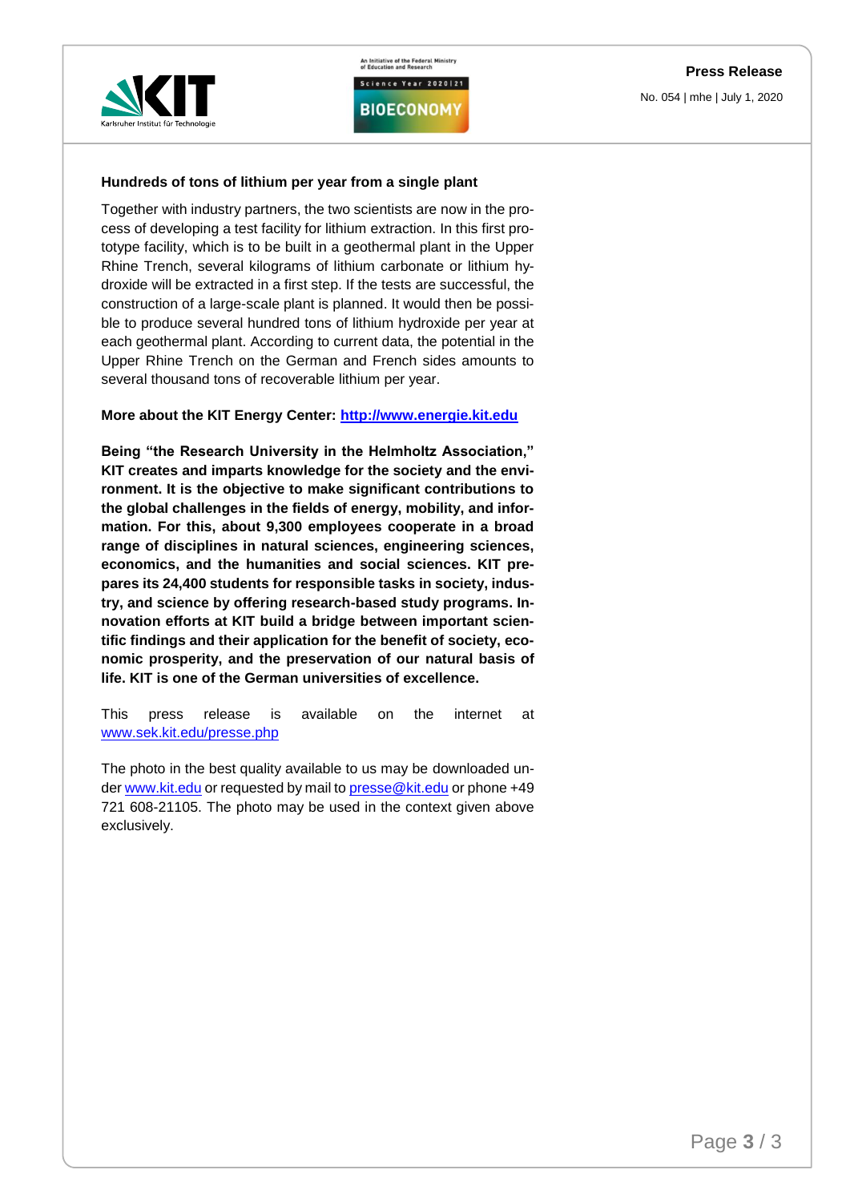## Hundreds of tons of lithium per year from a single plant

Together with industry partners, the two scientists are now in the process of developing a test facility for lithium extraction. In this first prototype facility, which is to be built in a geothermal plant in the Upper Rhine Trench, several kilograms of lithium carbonate or lithium hydroxide will be extracted in a first step. If the tests are successful, the construction of a large-scale plant is planned. It would then be possible to produce several hundred tons of lithium hydroxide per year at each geothermal plant. According to current data, the potential in the Upper Rhine Trench on the German and French sides amounts to several thousand tons of recoverable lithium per year.

**More about the KIT Energy Center: http://www.energie.kit.edu**

**Being "the Research University in the Helmholtz Association," KIT creates and imparts knowledge for the society and the environment. It is the objective to make significant contributions to the global challenges in the fields of energy, mobility, and information. For this, about 9,300 employees cooperate in a broad range of disciplines in natural sciences, engineering sciences, economics, and the humanities and social sciences. KIT prepares its 24,400 students for responsible tasks in society, industry, and science by offering research-based study programs. Innovation efforts at KIT build a bridge between important scientific findings and their application for the benefit of society, economic prosperity, and the preservation of our natural basis of life. KIT is one of the German universities of excellence.**

This press release is available on the internet at www.sek.kit.edu/presse.php

The photo in the best quality available to us may be downloaded under www.kit.edu or requested by mail to presse@kit.edu or phone +49 721 608-21105. The photo may be used in the context given above exclusively.